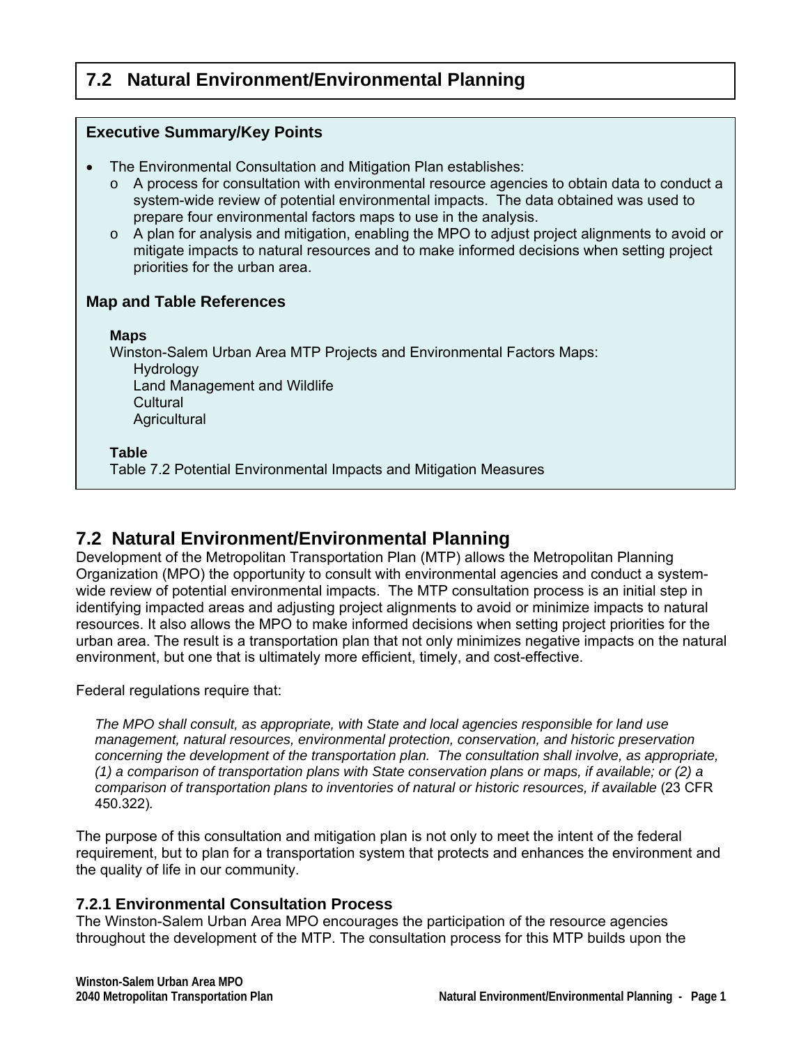## 7.2 Natural Environment/Environmental Planning

**Executive Summary/Key Points**

- The Environmental Consultation and Mitigation Plan establishes:
  - A process for consultation with environmental resource agencies to obtain data to conduct a system-wide review of potential environmental impacts. The data obtained was used to prepare four environmental factors maps to use in the analysis.
  - A plan for analysis and mitigation, enabling the MPO to adjust project alignments to avoid or mitigate impacts to natural resources and to make informed decisions when setting project priorities for the urban area.

**Map and Table References**

**Maps**
Winston-Salem Urban Area MTP Projects and Environmental Factors Maps:
- Hydrology
- Land Management and Wildlife
- Cultural
- Agricultural

**Table**
Table 7.2 Potential Environmental Impacts and Mitigation Measures

## 7.2 Natural Environment/Environmental Planning

Development of the Metropolitan Transportation Plan (MTP) allows the Metropolitan Planning Organization (MPO) the opportunity to consult with environmental agencies and conduct a system-wide review of potential environmental impacts. The MTP consultation process is an initial step in identifying impacted areas and adjusting project alignments to avoid or minimize impacts to natural resources. It also allows the MPO to make informed decisions when setting project priorities for the urban area. The result is a transportation plan that not only minimizes negative impacts on the natural environment, but one that is ultimately more efficient, timely, and cost-effective.

Federal regulations require that:

> *The MPO shall consult, as appropriate, with State and local agencies responsible for land use management, natural resources, environmental protection, conservation, and historic preservation concerning the development of the transportation plan. The consultation shall involve, as appropriate, (1) a comparison of transportation plans with State conservation plans or maps, if available; or (2) a comparison of transportation plans to inventories of natural or historic resources, if available* (23 CFR 450.322).

The purpose of this consultation and mitigation plan is not only to meet the intent of the federal requirement, but to plan for a transportation system that protects and enhances the environment and the quality of life in our community.

### 7.2.1 Environmental Consultation Process

The Winston-Salem Urban Area MPO encourages the participation of the resource agencies throughout the development of the MTP. The consultation process for this MTP builds upon the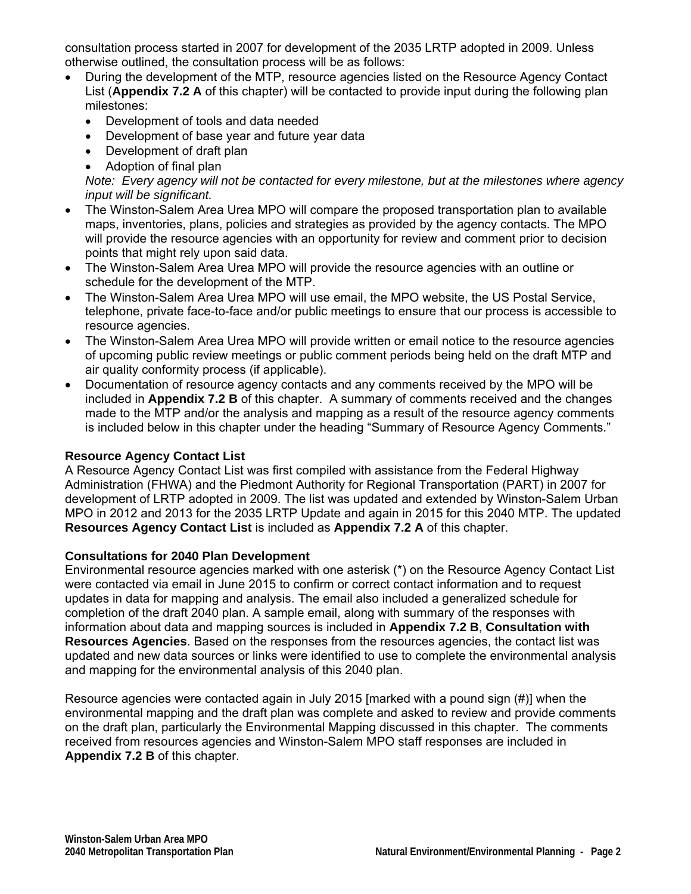consultation process started in 2007 for development of the 2035 LRTP adopted in 2009. Unless otherwise outlined, the consultation process will be as follows:

- During the development of the MTP, resource agencies listed on the Resource Agency Contact List (**Appendix 7.2 A** of this chapter) will be contacted to provide input during the following plan milestones:
  - Development of tools and data needed
  - Development of base year and future year data
  - Development of draft plan
  - Adoption of final plan

  *Note: Every agency will not be contacted for every milestone, but at the milestones where agency input will be significant.*
- The Winston-Salem Area Urea MPO will compare the proposed transportation plan to available maps, inventories, plans, policies and strategies as provided by the agency contacts. The MPO will provide the resource agencies with an opportunity for review and comment prior to decision points that might rely upon said data.
- The Winston-Salem Area Urea MPO will provide the resource agencies with an outline or schedule for the development of the MTP.
- The Winston-Salem Area Urea MPO will use email, the MPO website, the US Postal Service, telephone, private face-to-face and/or public meetings to ensure that our process is accessible to resource agencies.
- The Winston-Salem Area Urea MPO will provide written or email notice to the resource agencies of upcoming public review meetings or public comment periods being held on the draft MTP and air quality conformity process (if applicable).
- Documentation of resource agency contacts and any comments received by the MPO will be included in **Appendix 7.2 B** of this chapter. A summary of comments received and the changes made to the MTP and/or the analysis and mapping as a result of the resource agency comments is included below in this chapter under the heading "Summary of Resource Agency Comments."

**Resource Agency Contact List**

A Resource Agency Contact List was first compiled with assistance from the Federal Highway Administration (FHWA) and the Piedmont Authority for Regional Transportation (PART) in 2007 for development of LRTP adopted in 2009. The list was updated and extended by Winston-Salem Urban MPO in 2012 and 2013 for the 2035 LRTP Update and again in 2015 for this 2040 MTP. The updated **Resources Agency Contact List** is included as **Appendix 7.2 A** of this chapter.

**Consultations for 2040 Plan Development**

Environmental resource agencies marked with one asterisk (*) on the Resource Agency Contact List were contacted via email in June 2015 to confirm or correct contact information and to request updates in data for mapping and analysis. The email also included a generalized schedule for completion of the draft 2040 plan. A sample email, along with summary of the responses with information about data and mapping sources is included in **Appendix 7.2 B**, **Consultation with Resources Agencies**. Based on the responses from the resources agencies, the contact list was updated and new data sources or links were identified to use to complete the environmental analysis and mapping for the environmental analysis of this 2040 plan.

Resource agencies were contacted again in July 2015 [marked with a pound sign (#)] when the environmental mapping and the draft plan was complete and asked to review and provide comments on the draft plan, particularly the Environmental Mapping discussed in this chapter. The comments received from resources agencies and Winston-Salem MPO staff responses are included in **Appendix 7.2 B** of this chapter.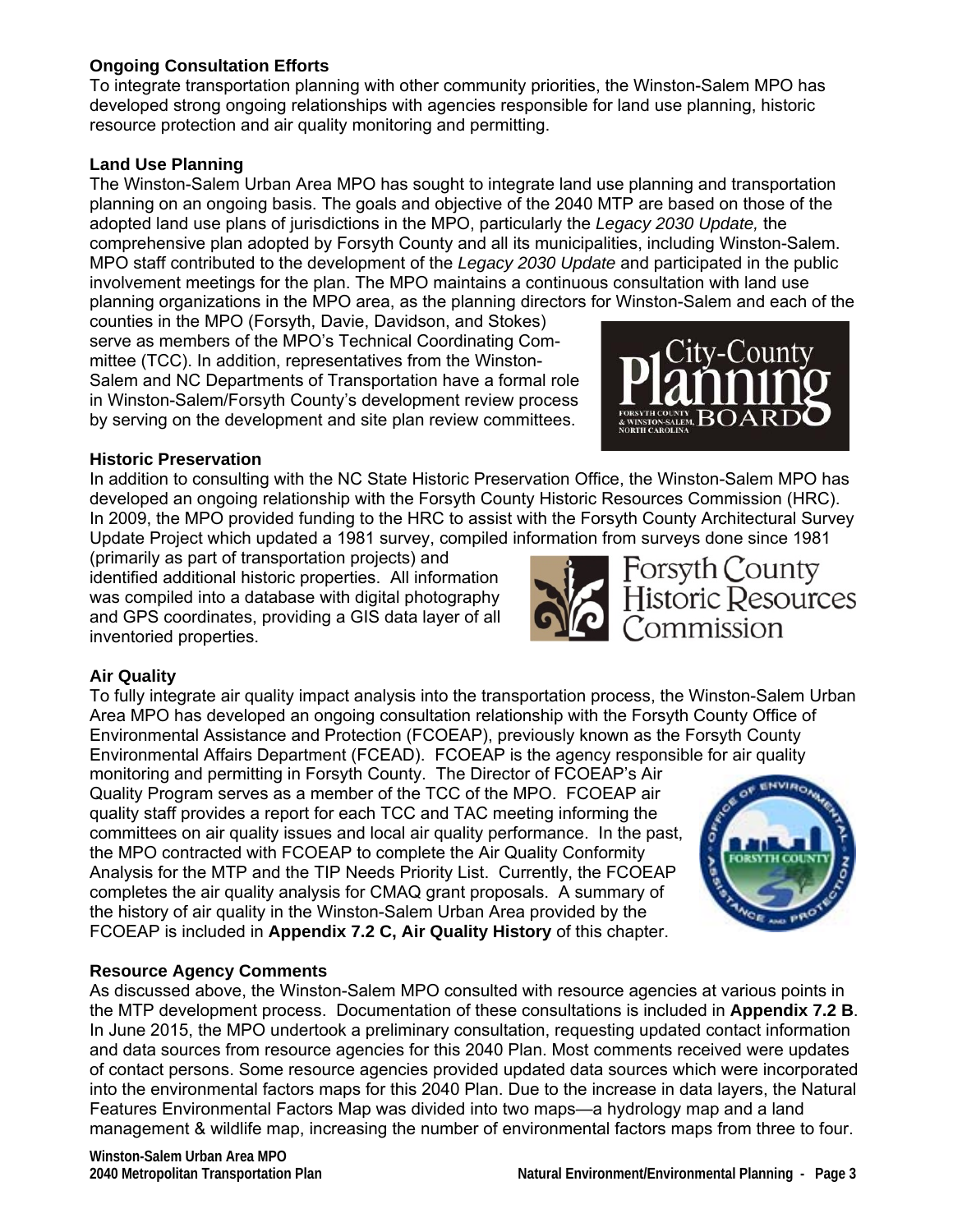### Ongoing Consultation Efforts

To integrate transportation planning with other community priorities, the Winston-Salem MPO has developed strong ongoing relationships with agencies responsible for land use planning, historic resource protection and air quality monitoring and permitting.

### Land Use Planning

The Winston-Salem Urban Area MPO has sought to integrate land use planning and transportation planning on an ongoing basis. The goals and objective of the 2040 MTP are based on those of the adopted land use plans of jurisdictions in the MPO, particularly the *Legacy 2030 Update,* the comprehensive plan adopted by Forsyth County and all its municipalities, including Winston-Salem. MPO staff contributed to the development of the *Legacy 2030 Update* and participated in the public involvement meetings for the plan. The MPO maintains a continuous consultation with land use planning organizations in the MPO area, as the planning directors for Winston-Salem and each of the counties in the MPO (Forsyth, Davie, Davidson, and Stokes) serve as members of the MPO's Technical Coordinating Committee (TCC). In addition, representatives from the Winston-Salem and NC Departments of Transportation have a formal role in Winston-Salem/Forsyth County's development review process by serving on the development and site plan review committees.

### Historic Preservation

In addition to consulting with the NC State Historic Preservation Office, the Winston-Salem MPO has developed an ongoing relationship with the Forsyth County Historic Resources Commission (HRC). In 2009, the MPO provided funding to the HRC to assist with the Forsyth County Architectural Survey Update Project which updated a 1981 survey, compiled information from surveys done since 1981 (primarily as part of transportation projects) and identified additional historic properties. All information was compiled into a database with digital photography and GPS coordinates, providing a GIS data layer of all inventoried properties.

### Air Quality

To fully integrate air quality impact analysis into the transportation process, the Winston-Salem Urban Area MPO has developed an ongoing consultation relationship with the Forsyth County Office of Environmental Assistance and Protection (FCOEAP), previously known as the Forsyth County Environmental Affairs Department (FCEAD). FCOEAP is the agency responsible for air quality monitoring and permitting in Forsyth County. The Director of FCOEAP's Air Quality Program serves as a member of the TCC of the MPO. FCOEAP air quality staff provides a report for each TCC and TAC meeting informing the committees on air quality issues and local air quality performance. In the past, the MPO contracted with FCOEAP to complete the Air Quality Conformity Analysis for the MTP and the TIP Needs Priority List. Currently, the FCOEAP completes the air quality analysis for CMAQ grant proposals. A summary of the history of air quality in the Winston-Salem Urban Area provided by the FCOEAP is included in **Appendix 7.2 C, Air Quality History** of this chapter.

### Resource Agency Comments

As discussed above, the Winston-Salem MPO consulted with resource agencies at various points in the MTP development process. Documentation of these consultations is included in **Appendix 7.2 B**. In June 2015, the MPO undertook a preliminary consultation, requesting updated contact information and data sources from resource agencies for this 2040 Plan. Most comments received were updates of contact persons. Some resource agencies provided updated data sources which were incorporated into the environmental factors maps for this 2040 Plan. Due to the increase in data layers, the Natural Features Environmental Factors Map was divided into two maps—a hydrology map and a land management & wildlife map, increasing the number of environmental factors maps from three to four.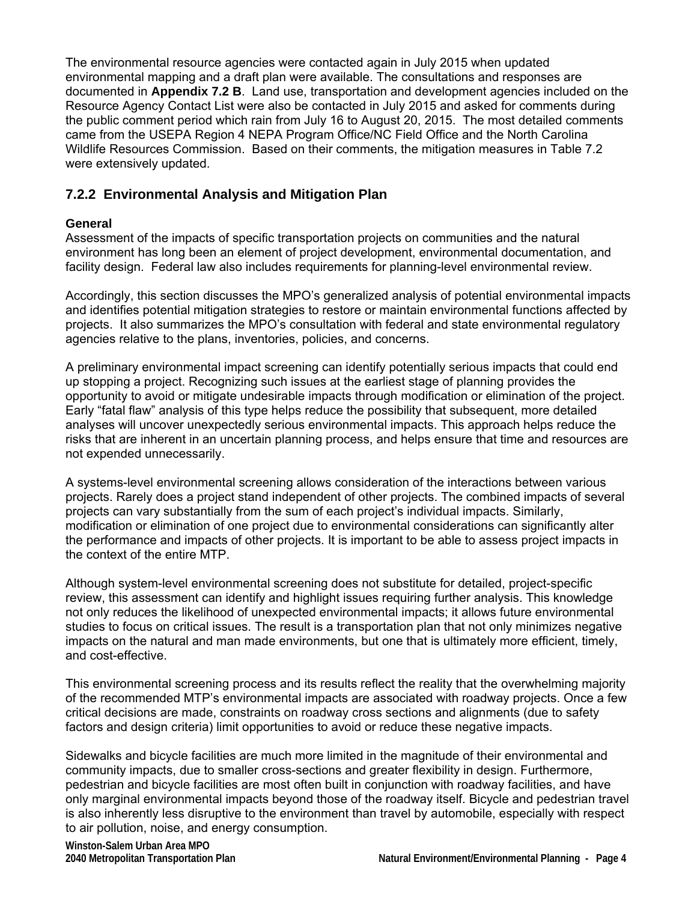The environmental resource agencies were contacted again in July 2015 when updated environmental mapping and a draft plan were available. The consultations and responses are documented in **Appendix 7.2 B**. Land use, transportation and development agencies included on the Resource Agency Contact List were also be contacted in July 2015 and asked for comments during the public comment period which rain from July 16 to August 20, 2015. The most detailed comments came from the USEPA Region 4 NEPA Program Office/NC Field Office and the North Carolina Wildlife Resources Commission. Based on their comments, the mitigation measures in Table 7.2 were extensively updated.

## 7.2.2 Environmental Analysis and Mitigation Plan

### General

Assessment of the impacts of specific transportation projects on communities and the natural environment has long been an element of project development, environmental documentation, and facility design. Federal law also includes requirements for planning-level environmental review.

Accordingly, this section discusses the MPO's generalized analysis of potential environmental impacts and identifies potential mitigation strategies to restore or maintain environmental functions affected by projects. It also summarizes the MPO's consultation with federal and state environmental regulatory agencies relative to the plans, inventories, policies, and concerns.

A preliminary environmental impact screening can identify potentially serious impacts that could end up stopping a project. Recognizing such issues at the earliest stage of planning provides the opportunity to avoid or mitigate undesirable impacts through modification or elimination of the project. Early "fatal flaw" analysis of this type helps reduce the possibility that subsequent, more detailed analyses will uncover unexpectedly serious environmental impacts. This approach helps reduce the risks that are inherent in an uncertain planning process, and helps ensure that time and resources are not expended unnecessarily.

A systems-level environmental screening allows consideration of the interactions between various projects. Rarely does a project stand independent of other projects. The combined impacts of several projects can vary substantially from the sum of each project's individual impacts. Similarly, modification or elimination of one project due to environmental considerations can significantly alter the performance and impacts of other projects. It is important to be able to assess project impacts in the context of the entire MTP.

Although system-level environmental screening does not substitute for detailed, project-specific review, this assessment can identify and highlight issues requiring further analysis. This knowledge not only reduces the likelihood of unexpected environmental impacts; it allows future environmental studies to focus on critical issues. The result is a transportation plan that not only minimizes negative impacts on the natural and man made environments, but one that is ultimately more efficient, timely, and cost-effective.

This environmental screening process and its results reflect the reality that the overwhelming majority of the recommended MTP's environmental impacts are associated with roadway projects. Once a few critical decisions are made, constraints on roadway cross sections and alignments (due to safety factors and design criteria) limit opportunities to avoid or reduce these negative impacts.

Sidewalks and bicycle facilities are much more limited in the magnitude of their environmental and community impacts, due to smaller cross-sections and greater flexibility in design. Furthermore, pedestrian and bicycle facilities are most often built in conjunction with roadway facilities, and have only marginal environmental impacts beyond those of the roadway itself. Bicycle and pedestrian travel is also inherently less disruptive to the environment than travel by automobile, especially with respect to air pollution, noise, and energy consumption.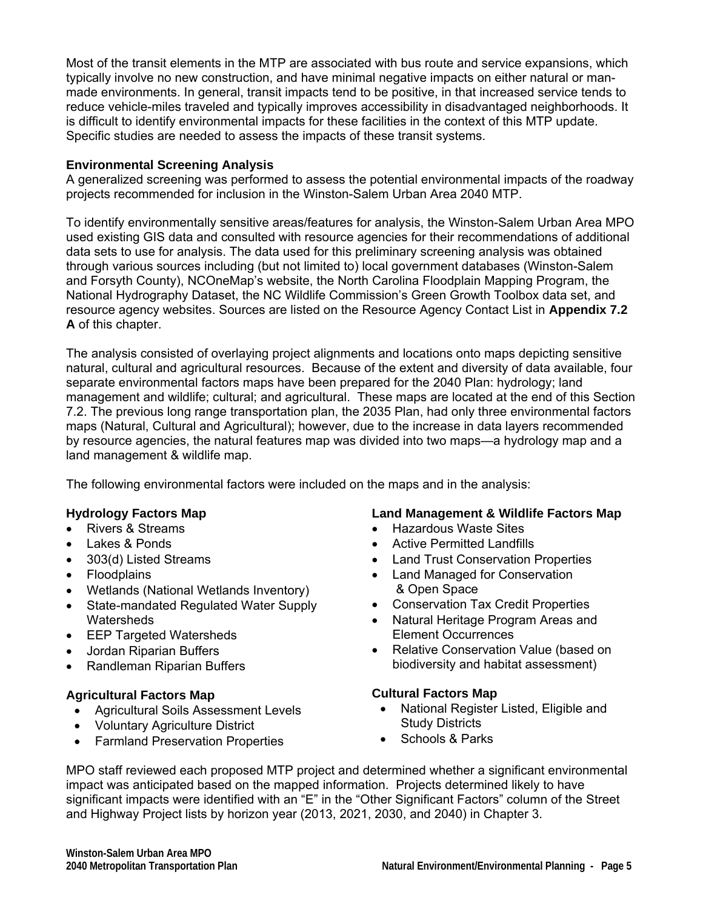Most of the transit elements in the MTP are associated with bus route and service expansions, which typically involve no new construction, and have minimal negative impacts on either natural or man-made environments. In general, transit impacts tend to be positive, in that increased service tends to reduce vehicle-miles traveled and typically improves accessibility in disadvantaged neighborhoods. It is difficult to identify environmental impacts for these facilities in the context of this MTP update. Specific studies are needed to assess the impacts of these transit systems.

**Environmental Screening Analysis**

A generalized screening was performed to assess the potential environmental impacts of the roadway projects recommended for inclusion in the Winston-Salem Urban Area 2040 MTP.

To identify environmentally sensitive areas/features for analysis, the Winston-Salem Urban Area MPO used existing GIS data and consulted with resource agencies for their recommendations of additional data sets to use for analysis. The data used for this preliminary screening analysis was obtained through various sources including (but not limited to) local government databases (Winston-Salem and Forsyth County), NCOneMap's website, the North Carolina Floodplain Mapping Program, the National Hydrography Dataset, the NC Wildlife Commission's Green Growth Toolbox data set, and resource agency websites. Sources are listed on the Resource Agency Contact List in **Appendix 7.2 A** of this chapter.

The analysis consisted of overlaying project alignments and locations onto maps depicting sensitive natural, cultural and agricultural resources. Because of the extent and diversity of data available, four separate environmental factors maps have been prepared for the 2040 Plan: hydrology; land management and wildlife; cultural; and agricultural. These maps are located at the end of this Section 7.2. The previous long range transportation plan, the 2035 Plan, had only three environmental factors maps (Natural, Cultural and Agricultural); however, due to the increase in data layers recommended by resource agencies, the natural features map was divided into two maps—a hydrology map and a land management & wildlife map.

The following environmental factors were included on the maps and in the analysis:

**Hydrology Factors Map**

- Rivers & Streams
- Lakes & Ponds
- 303(d) Listed Streams
- Floodplains
- Wetlands (National Wetlands Inventory)
- State-mandated Regulated Water Supply Watersheds
- EEP Targeted Watersheds
- Jordan Riparian Buffers
- Randleman Riparian Buffers

**Agricultural Factors Map**

- Agricultural Soils Assessment Levels
- Voluntary Agriculture District
- Farmland Preservation Properties

**Land Management & Wildlife Factors Map**

- Hazardous Waste Sites
- Active Permitted Landfills
- Land Trust Conservation Properties
- Land Managed for Conservation & Open Space
- Conservation Tax Credit Properties
- Natural Heritage Program Areas and Element Occurrences
- Relative Conservation Value (based on biodiversity and habitat assessment)

**Cultural Factors Map**

- National Register Listed, Eligible and Study Districts
- Schools & Parks

MPO staff reviewed each proposed MTP project and determined whether a significant environmental impact was anticipated based on the mapped information. Projects determined likely to have significant impacts were identified with an "E" in the "Other Significant Factors" column of the Street and Highway Project lists by horizon year (2013, 2021, 2030, and 2040) in Chapter 3.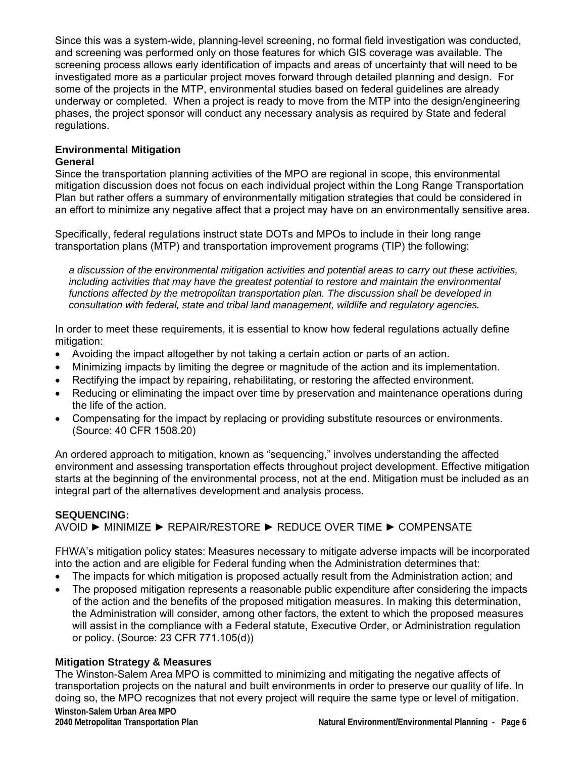Since this was a system-wide, planning-level screening, no formal field investigation was conducted, and screening was performed only on those features for which GIS coverage was available. The screening process allows early identification of impacts and areas of uncertainty that will need to be investigated more as a particular project moves forward through detailed planning and design. For some of the projects in the MTP, environmental studies based on federal guidelines are already underway or completed. When a project is ready to move from the MTP into the design/engineering phases, the project sponsor will conduct any necessary analysis as required by State and federal regulations.

## Environmental Mitigation

### General

Since the transportation planning activities of the MPO are regional in scope, this environmental mitigation discussion does not focus on each individual project within the Long Range Transportation Plan but rather offers a summary of environmentally mitigation strategies that could be considered in an effort to minimize any negative affect that a project may have on an environmentally sensitive area.

Specifically, federal regulations instruct state DOTs and MPOs to include in their long range transportation plans (MTP) and transportation improvement programs (TIP) the following:

> *a discussion of the environmental mitigation activities and potential areas to carry out these activities, including activities that may have the greatest potential to restore and maintain the environmental functions affected by the metropolitan transportation plan. The discussion shall be developed in consultation with federal, state and tribal land management, wildlife and regulatory agencies.*

In order to meet these requirements, it is essential to know how federal regulations actually define mitigation:

- Avoiding the impact altogether by not taking a certain action or parts of an action.
- Minimizing impacts by limiting the degree or magnitude of the action and its implementation.
- Rectifying the impact by repairing, rehabilitating, or restoring the affected environment.
- Reducing or eliminating the impact over time by preservation and maintenance operations during the life of the action.
- Compensating for the impact by replacing or providing substitute resources or environments. (Source: 40 CFR 1508.20)

An ordered approach to mitigation, known as "sequencing," involves understanding the affected environment and assessing transportation effects throughout project development. Effective mitigation starts at the beginning of the environmental process, not at the end. Mitigation must be included as an integral part of the alternatives development and analysis process.

**SEQUENCING:**
AVOID ► MINIMIZE ► REPAIR/RESTORE ► REDUCE OVER TIME ► COMPENSATE

FHWA's mitigation policy states: Measures necessary to mitigate adverse impacts will be incorporated into the action and are eligible for Federal funding when the Administration determines that:

- The impacts for which mitigation is proposed actually result from the Administration action; and
- The proposed mitigation represents a reasonable public expenditure after considering the impacts of the action and the benefits of the proposed mitigation measures. In making this determination, the Administration will consider, among other factors, the extent to which the proposed measures will assist in the compliance with a Federal statute, Executive Order, or Administration regulation or policy. (Source: 23 CFR 771.105(d))

### Mitigation Strategy & Measures

The Winston-Salem Area MPO is committed to minimizing and mitigating the negative affects of transportation projects on the natural and built environments in order to preserve our quality of life. In doing so, the MPO recognizes that not every project will require the same type or level of mitigation.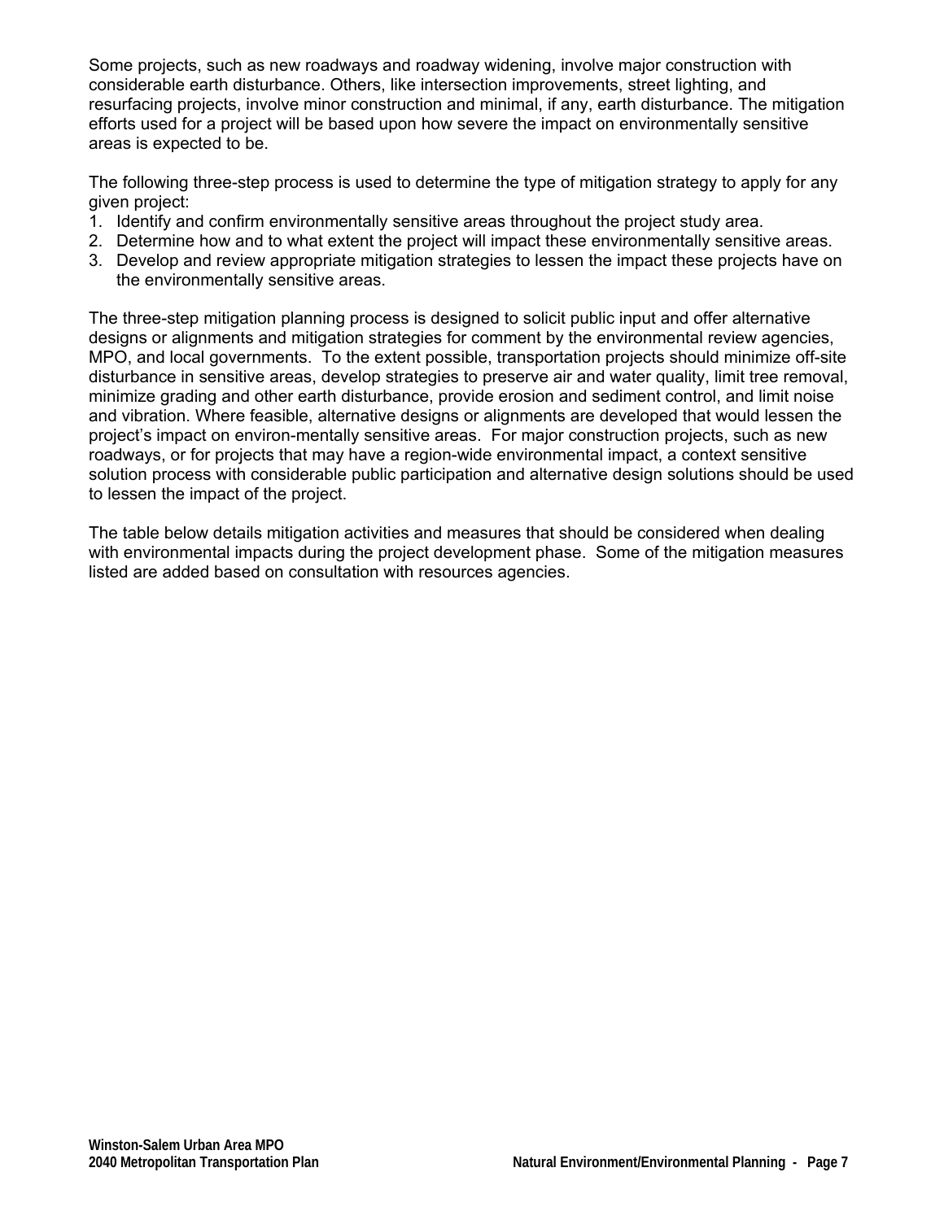Some projects, such as new roadways and roadway widening, involve major construction with considerable earth disturbance. Others, like intersection improvements, street lighting, and resurfacing projects, involve minor construction and minimal, if any, earth disturbance. The mitigation efforts used for a project will be based upon how severe the impact on environmentally sensitive areas is expected to be.

The following three-step process is used to determine the type of mitigation strategy to apply for any given project:

1. Identify and confirm environmentally sensitive areas throughout the project study area.
2. Determine how and to what extent the project will impact these environmentally sensitive areas.
3. Develop and review appropriate mitigation strategies to lessen the impact these projects have on the environmentally sensitive areas.

The three-step mitigation planning process is designed to solicit public input and offer alternative designs or alignments and mitigation strategies for comment by the environmental review agencies, MPO, and local governments. To the extent possible, transportation projects should minimize off-site disturbance in sensitive areas, develop strategies to preserve air and water quality, limit tree removal, minimize grading and other earth disturbance, provide erosion and sediment control, and limit noise and vibration. Where feasible, alternative designs or alignments are developed that would lessen the project's impact on environ-mentally sensitive areas. For major construction projects, such as new roadways, or for projects that may have a region-wide environmental impact, a context sensitive solution process with considerable public participation and alternative design solutions should be used to lessen the impact of the project.

The table below details mitigation activities and measures that should be considered when dealing with environmental impacts during the project development phase. Some of the mitigation measures listed are added based on consultation with resources agencies.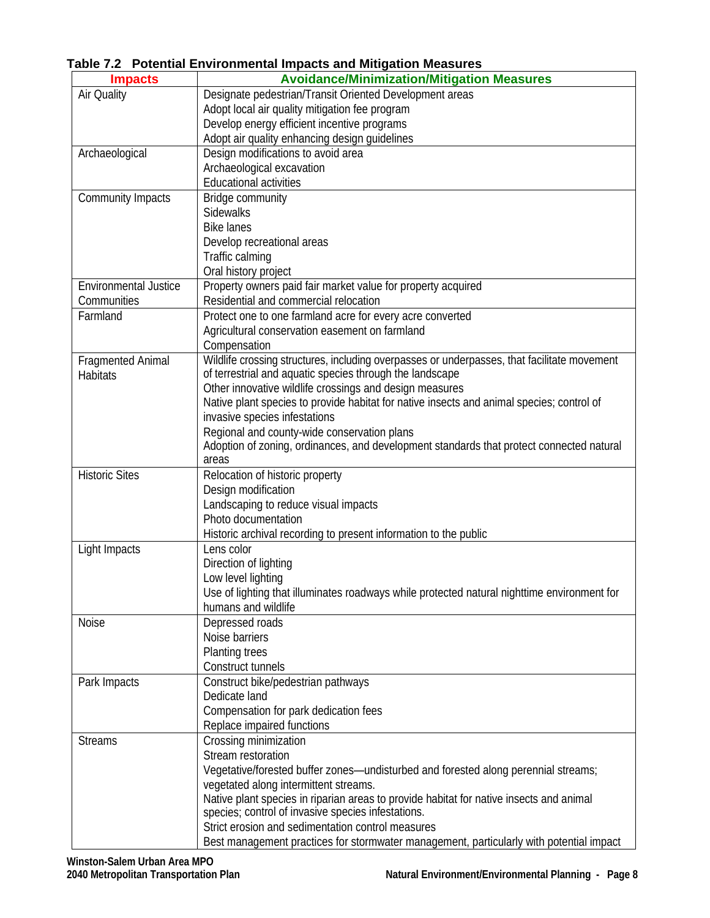**Table 7.2 Potential Environmental Impacts and Mitigation Measures**

| Impacts | Avoidance/Minimization/Mitigation Measures |
|---|---|
| Air Quality | Designate pedestrian/Transit Oriented Development areas<br>Adopt local air quality mitigation fee program<br>Develop energy efficient incentive programs<br>Adopt air quality enhancing design guidelines |
| Archaeological | Design modifications to avoid area<br>Archaeological excavation<br>Educational activities |
| Community Impacts | Bridge community<br>Sidewalks<br>Bike lanes<br>Develop recreational areas<br>Traffic calming<br>Oral history project |
| Environmental Justice Communities | Property owners paid fair market value for property acquired<br>Residential and commercial relocation |
| Farmland | Protect one to one farmland acre for every acre converted<br>Agricultural conservation easement on farmland<br>Compensation |
| Fragmented Animal Habitats | Wildlife crossing structures, including overpasses or underpasses, that facilitate movement of terrestrial and aquatic species through the landscape<br>Other innovative wildlife crossings and design measures<br>Native plant species to provide habitat for native insects and animal species; control of invasive species infestations<br>Regional and county-wide conservation plans<br>Adoption of zoning, ordinances, and development standards that protect connected natural areas |
| Historic Sites | Relocation of historic property<br>Design modification<br>Landscaping to reduce visual impacts<br>Photo documentation<br>Historic archival recording to present information to the public |
| Light Impacts | Lens color<br>Direction of lighting<br>Low level lighting<br>Use of lighting that illuminates roadways while protected natural nighttime environment for humans and wildlife |
| Noise | Depressed roads<br>Noise barriers<br>Planting trees<br>Construct tunnels |
| Park Impacts | Construct bike/pedestrian pathways<br>Dedicate land<br>Compensation for park dedication fees<br>Replace impaired functions |
| Streams | Crossing minimization<br>Stream restoration<br>Vegetative/forested buffer zones—undisturbed and forested along perennial streams; vegetated along intermittent streams.<br>Native plant species in riparian areas to provide habitat for native insects and animal species; control of invasive species infestations.<br>Strict erosion and sedimentation control measures<br>Best management practices for stormwater management, particularly with potential impact |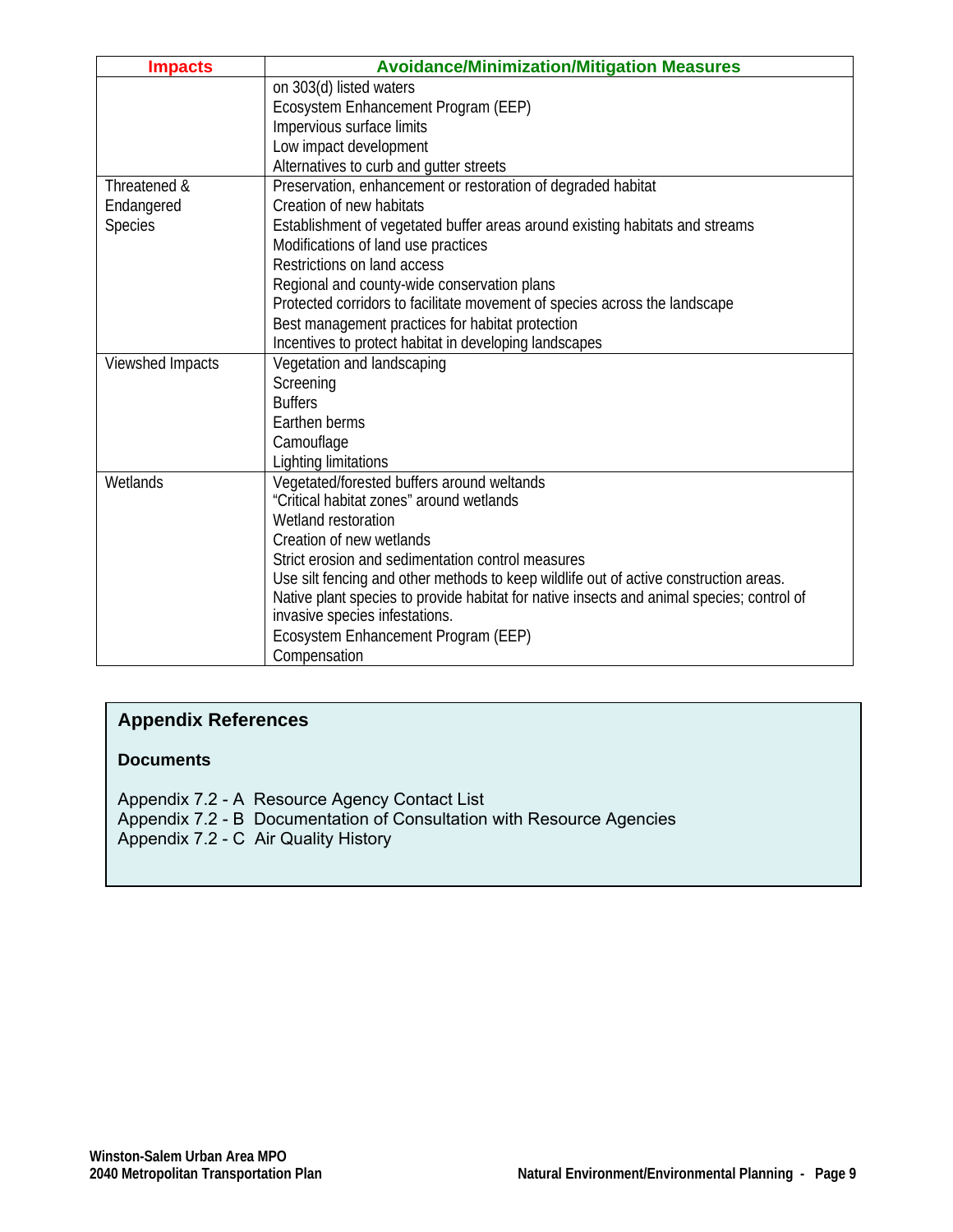| Impacts | Avoidance/Minimization/Mitigation Measures |
|---|---|
| | on 303(d) listed waters<br>Ecosystem Enhancement Program (EEP)<br>Impervious surface limits<br>Low impact development<br>Alternatives to curb and gutter streets |
| Threatened & Endangered Species | Preservation, enhancement or restoration of degraded habitat<br>Creation of new habitats<br>Establishment of vegetated buffer areas around existing habitats and streams<br>Modifications of land use practices<br>Restrictions on land access<br>Regional and county-wide conservation plans<br>Protected corridors to facilitate movement of species across the landscape<br>Best management practices for habitat protection<br>Incentives to protect habitat in developing landscapes |
| Viewshed Impacts | Vegetation and landscaping<br>Screening<br>Buffers<br>Earthen berms<br>Camouflage<br>Lighting limitations |
| Wetlands | Vegetated/forested buffers around weltands<br>"Critical habitat zones" around wetlands<br>Wetland restoration<br>Creation of new wetlands<br>Strict erosion and sedimentation control measures<br>Use silt fencing and other methods to keep wildlife out of active construction areas.<br>Native plant species to provide habitat for native insects and animal species; control of invasive species infestations.<br>Ecosystem Enhancement Program (EEP)<br>Compensation |

## Appendix References

### Documents

Appendix 7.2 - A Resource Agency Contact List
Appendix 7.2 - B Documentation of Consultation with Resource Agencies
Appendix 7.2 - C Air Quality History